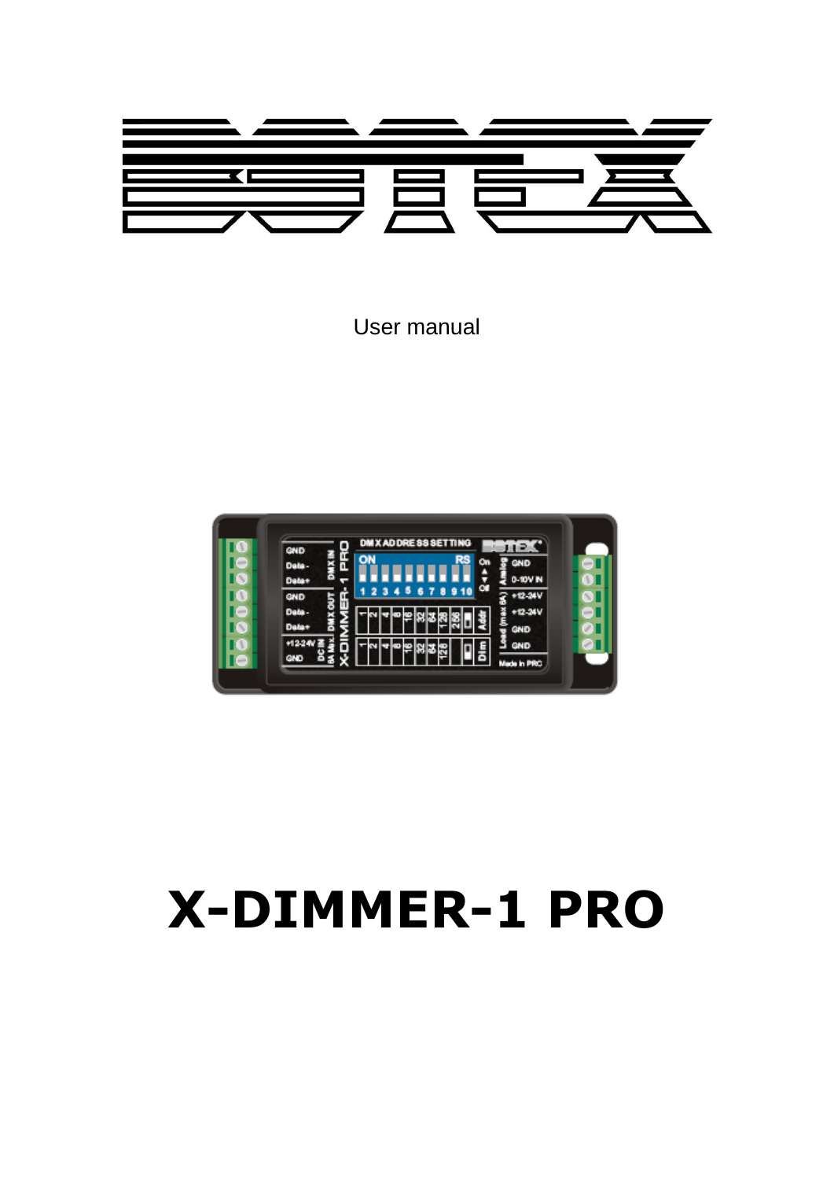User manual

# X-DIMMER-1 PRO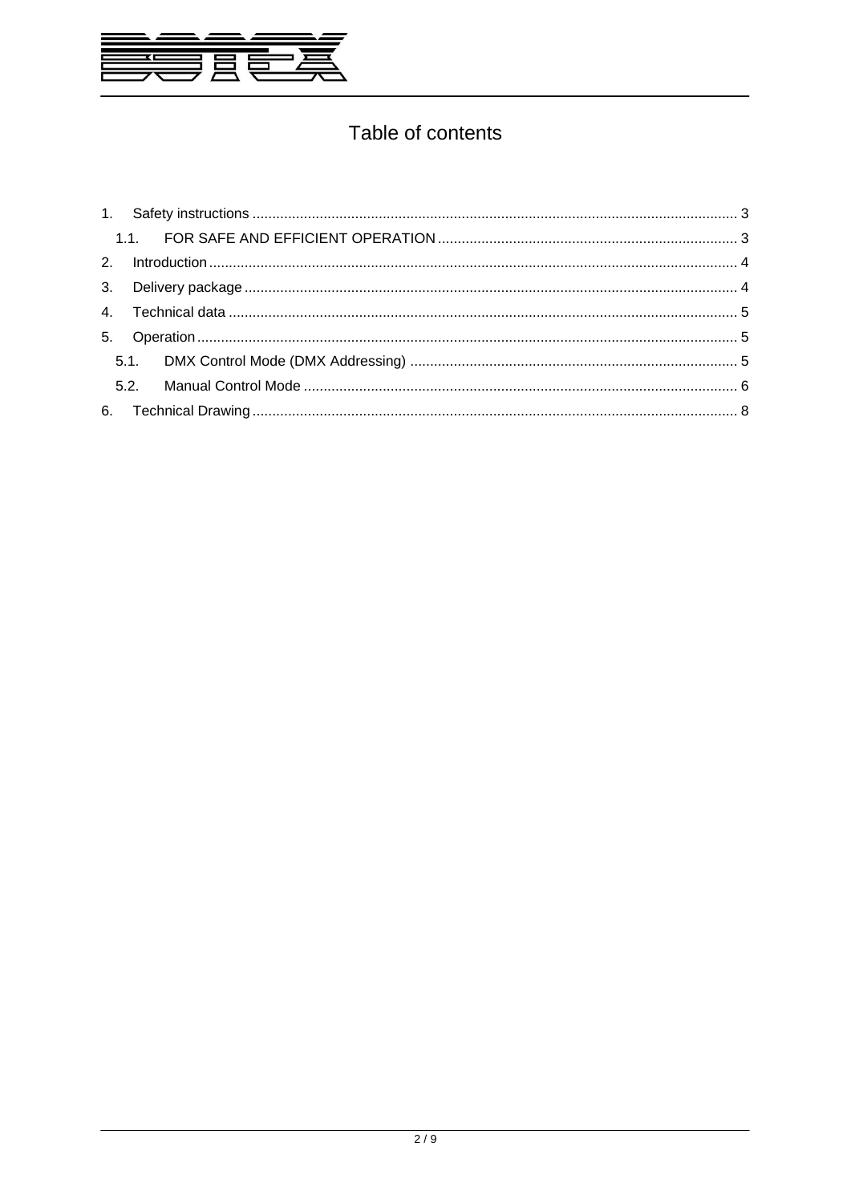# Table of contents

1. Safety instructions ........................................................................................................................ 3
   1.1. FOR SAFE AND EFFICIENT OPERATION ........................................................................... 3
2. Introduction ..................................................................................................................................... 4
3. Delivery package ............................................................................................................................ 4
4. Technical data ................................................................................................................................. 5
5. Operation ......................................................................................................................................... 5
   5.1. DMX Control Mode (DMX Addressing) .................................................................................. 5
   5.2. Manual Control Mode ............................................................................................................. 6
6. Technical Drawing ........................................................................................................................... 8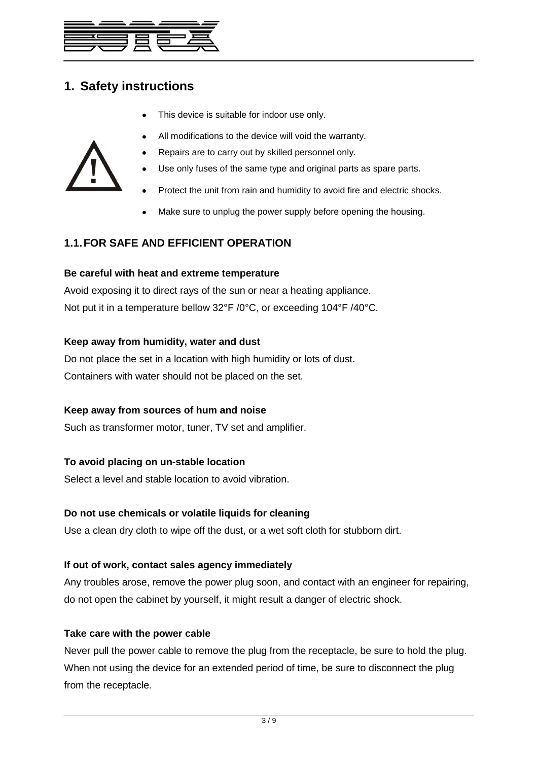# 1. Safety instructions

- This device is suitable for indoor use only.
- All modifications to the device will void the warranty.
- Repairs are to carry out by skilled personnel only.
- Use only fuses of the same type and original parts as spare parts.
- Protect the unit from rain and humidity to avoid fire and electric shocks.
- Make sure to unplug the power supply before opening the housing.

## 1.1. FOR SAFE AND EFFICIENT OPERATION

**Be careful with heat and extreme temperature**

Avoid exposing it to direct rays of the sun or near a heating appliance.
Not put it in a temperature bellow 32°F /0°C, or exceeding 104°F /40°C.

**Keep away from humidity, water and dust**

Do not place the set in a location with high humidity or lots of dust.
Containers with water should not be placed on the set.

**Keep away from sources of hum and noise**

Such as transformer motor, tuner, TV set and amplifier.

**To avoid placing on un-stable location**

Select a level and stable location to avoid vibration.

**Do not use chemicals or volatile liquids for cleaning**

Use a clean dry cloth to wipe off the dust, or a wet soft cloth for stubborn dirt.

**If out of work, contact sales agency immediately**

Any troubles arose, remove the power plug soon, and contact with an engineer for repairing, do not open the cabinet by yourself, it might result a danger of electric shock.

**Take care with the power cable**

Never pull the power cable to remove the plug from the receptacle, be sure to hold the plug. When not using the device for an extended period of time, be sure to disconnect the plug from the receptacle.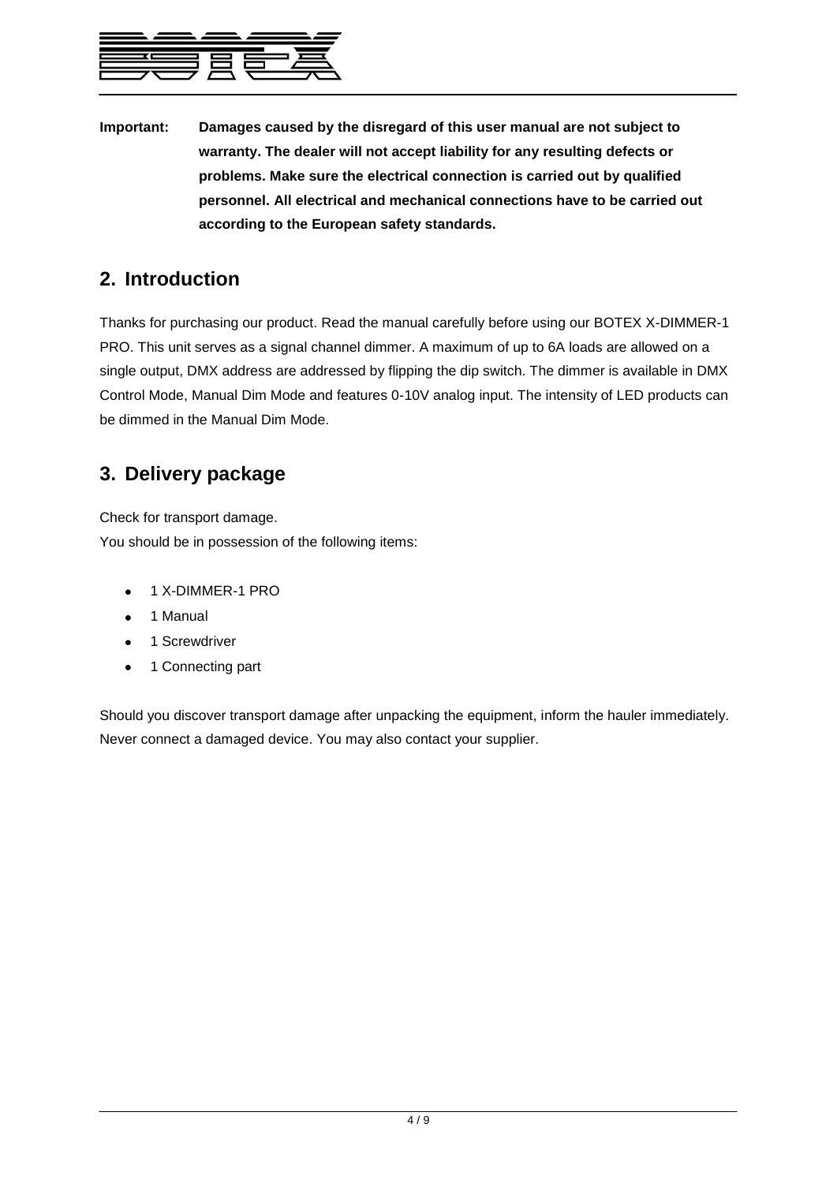**Important:** **Damages caused by the disregard of this user manual are not subject to warranty. The dealer will not accept liability for any resulting defects or problems. Make sure the electrical connection is carried out by qualified personnel. All electrical and mechanical connections have to be carried out according to the European safety standards.**

## 2. Introduction

Thanks for purchasing our product. Read the manual carefully before using our BOTEX X-DIMMER-1 PRO. This unit serves as a signal channel dimmer. A maximum of up to 6A loads are allowed on a single output, DMX address are addressed by flipping the dip switch. The dimmer is available in DMX Control Mode, Manual Dim Mode and features 0-10V analog input. The intensity of LED products can be dimmed in the Manual Dim Mode.

## 3. Delivery package

Check for transport damage.
You should be in possession of the following items:

- 1 X-DIMMER-1 PRO
- 1 Manual
- 1 Screwdriver
- 1 Connecting part

Should you discover transport damage after unpacking the equipment, inform the hauler immediately. Never connect a damaged device. You may also contact your supplier.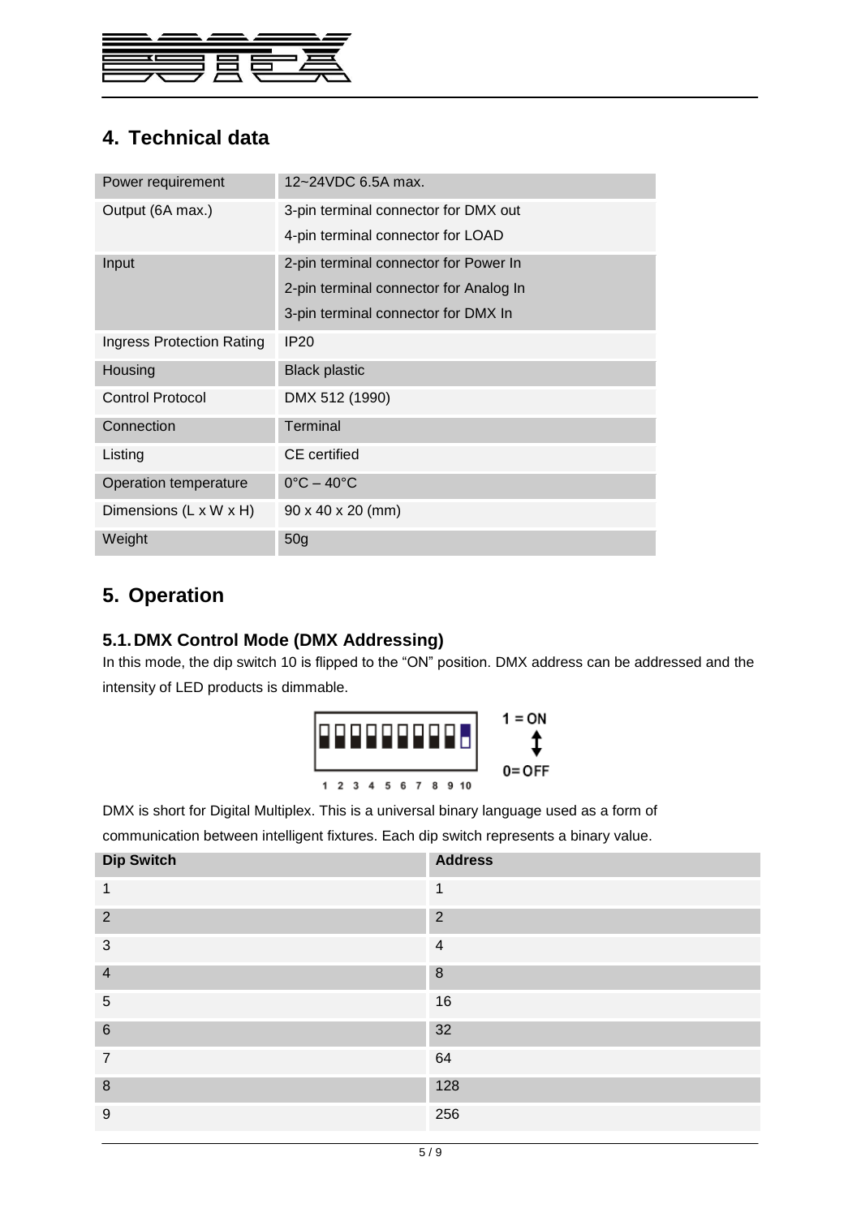## 4. Technical data

| Power requirement | 12~24VDC 6.5A max. |
|---|---|
| Output (6A max.) | 3-pin terminal connector for DMX out<br>4-pin terminal connector for LOAD |
| Input | 2-pin terminal connector for Power In<br>2-pin terminal connector for Analog In<br>3-pin terminal connector for DMX In |
| Ingress Protection Rating | IP20 |
| Housing | Black plastic |
| Control Protocol | DMX 512 (1990) |
| Connection | Terminal |
| Listing | CE certified |
| Operation temperature | 0°C – 40°C |
| Dimensions (L x W x H) | 90 x 40 x 20 (mm) |
| Weight | 50g |

## 5. Operation

### 5.1. DMX Control Mode (DMX Addressing)

In this mode, the dip switch 10 is flipped to the “ON” position. DMX address can be addressed and the intensity of LED products is dimmable.

1 = ON

0= OFF

1 2 3 4 5 6 7 8 9 10

DMX is short for Digital Multiplex. This is a universal binary language used as a form of communication between intelligent fixtures. Each dip switch represents a binary value.

| Dip Switch | Address |
|---|---|
| 1 | 1 |
| 2 | 2 |
| 3 | 4 |
| 4 | 8 |
| 5 | 16 |
| 6 | 32 |
| 7 | 64 |
| 8 | 128 |
| 9 | 256 |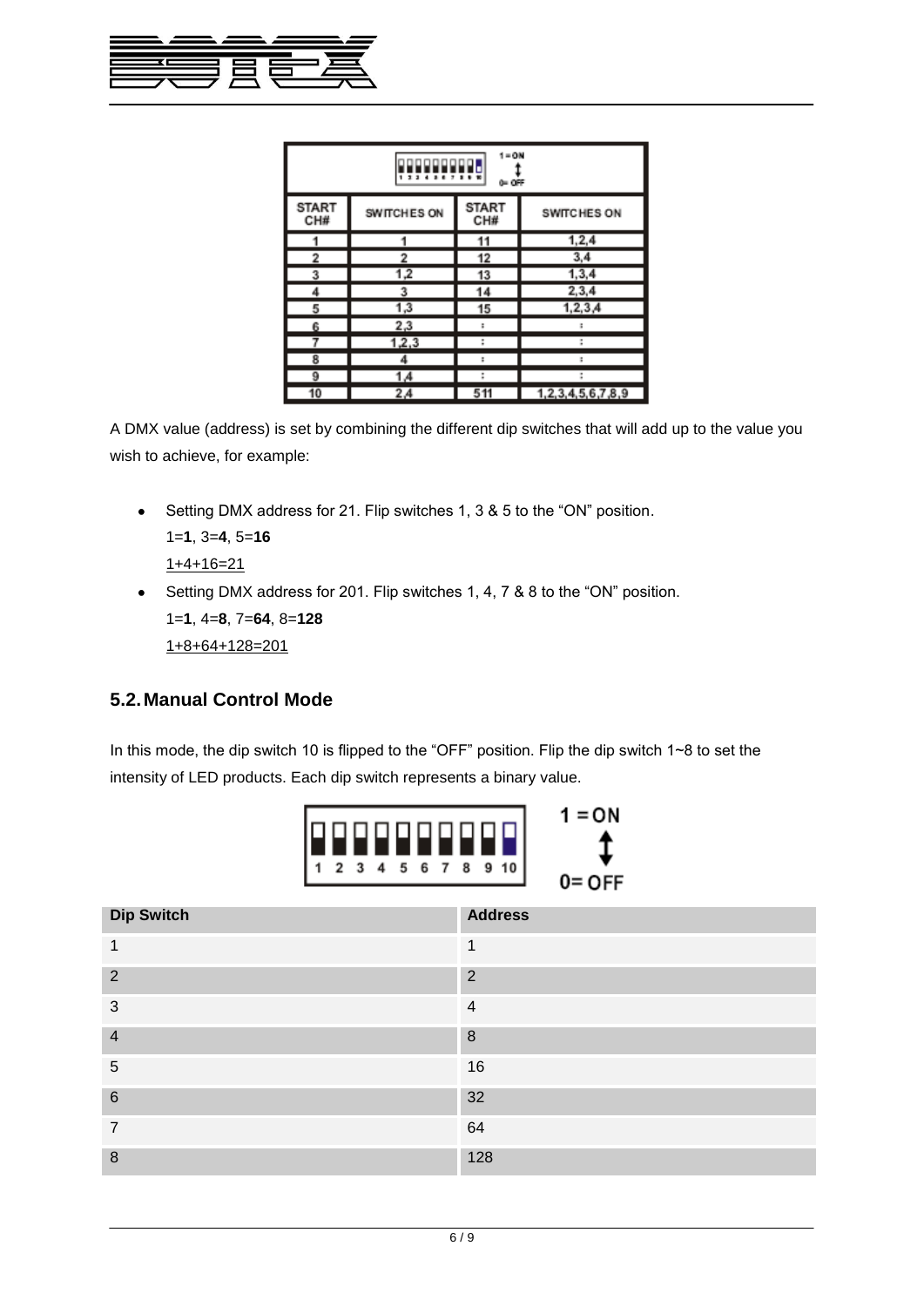| START CH# | SWITCHES ON | START CH# | SWITCHES ON |
| --- | --- | --- | --- |
| 1 | 1 | 11 | 1,2,4 |
| 2 | 2 | 12 | 3,4 |
| 3 | 1,2 | 13 | 1,3,4 |
| 4 | 3 | 14 | 2,3,4 |
| 5 | 1,3 | 15 | 1,2,3,4 |
| 6 | 2,3 | : | : |
| 7 | 1,2,3 | : | : |
| 8 | 4 | : | : |
| 9 | 1,4 | : | : |
| 10 | 2,4 | 511 | 1,2,3,4,5,6,7,8,9 |

A DMX value (address) is set by combining the different dip switches that will add up to the value you wish to achieve, for example:

- Setting DMX address for 21. Flip switches 1, 3 & 5 to the "ON" position.
  1=**1**, 3=**4**, 5=**16**
  1+4+16=21
- Setting DMX address for 201. Flip switches 1, 4, 7 & 8 to the "ON" position.
  1=**1**, 4=**8**, 7=**64**, 8=**128**
  1+8+64+128=201

## 5.2. Manual Control Mode

In this mode, the dip switch 10 is flipped to the "OFF" position. Flip the dip switch 1~8 to set the intensity of LED products. Each dip switch represents a binary value.

1 =ON
0= OFF

| Dip Switch | Address |
| --- | --- |
| 1 | 1 |
| 2 | 2 |
| 3 | 4 |
| 4 | 8 |
| 5 | 16 |
| 6 | 32 |
| 7 | 64 |
| 8 | 128 |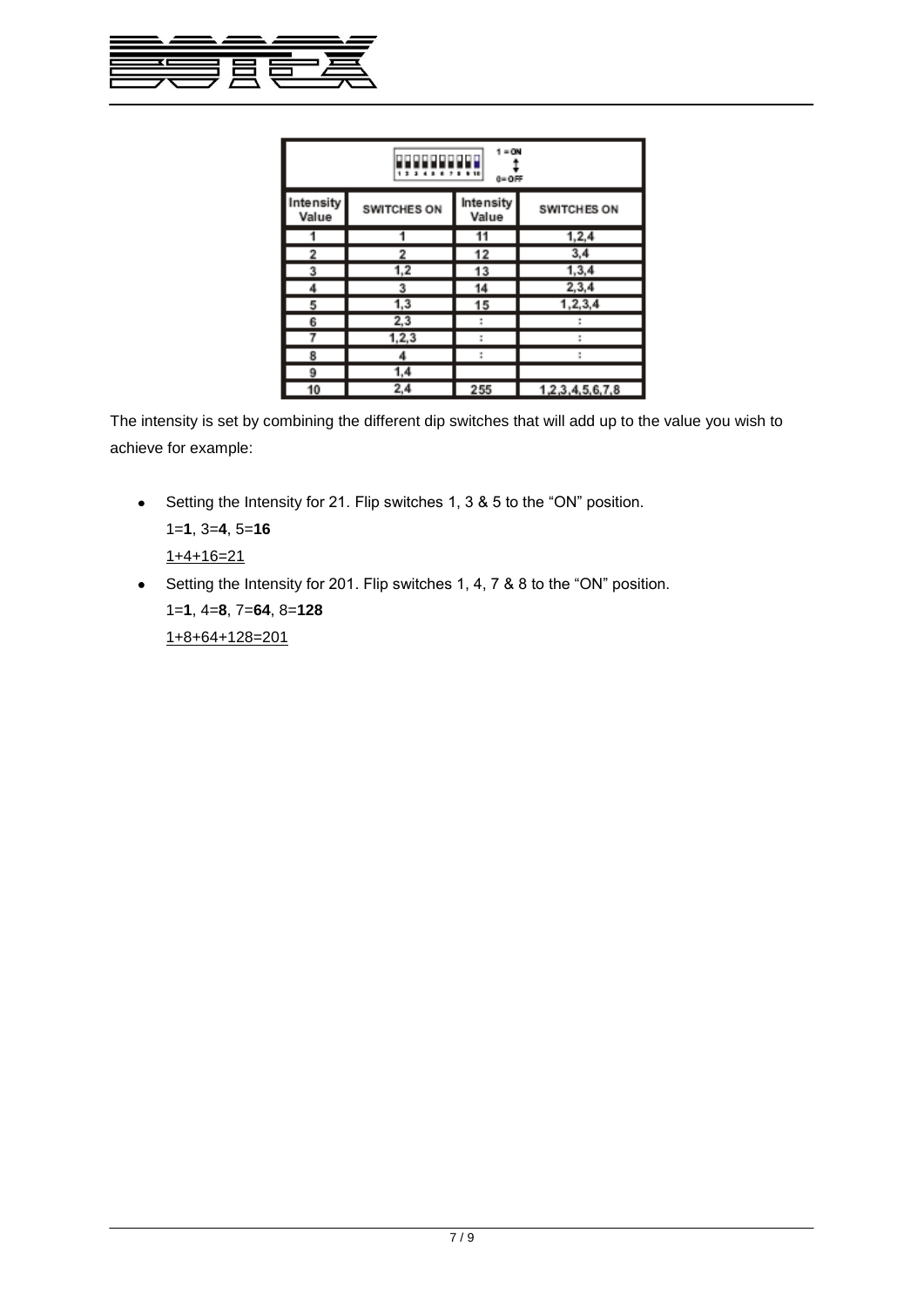| Intensity Value | SWITCHES ON | Intensity Value | SWITCHES ON |
| --- | --- | --- | --- |
| 1 | 1 | 11 | 1,2,4 |
| 2 | 2 | 12 | 3,4 |
| 3 | 1,2 | 13 | 1,3,4 |
| 4 | 3 | 14 | 2,3,4 |
| 5 | 1,3 | 15 | 1,2,3,4 |
| 6 | 2,3 | : | : |
| 7 | 1,2,3 | : | : |
| 8 | 4 | : | : |
| 9 | 1,4 | | |
| 10 | 2,4 | 255 | 1,2,3,4,5,6,7,8 |

The intensity is set by combining the different dip switches that will add up to the value you wish to achieve for example:

- Setting the Intensity for 21. Flip switches 1, 3 & 5 to the "ON" position.
  1=**1**, 3=**4**, 5=**16**
  <u>1+4+16=21</u>
- Setting the Intensity for 201. Flip switches 1, 4, 7 & 8 to the "ON" position.
  1=**1**, 4=**8**, 7=**64**, 8=**128**
  <u>1+8+64+128=201</u>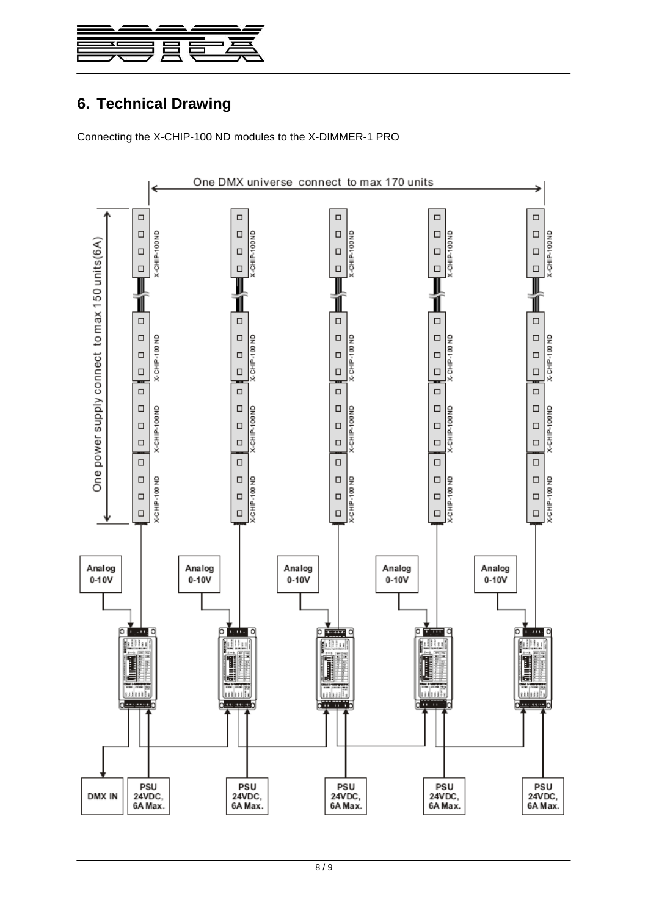## 6. Technical Drawing

Connecting the X-CHIP-100 ND modules to the X-DIMMER-1 PRO

One DMX universe connect to max 170 units

One power supply connect to max 150 units(6A)

X-CHIP-100 ND

Analog 0-10V

DMX IN

PSU 24VDC, 6A Max.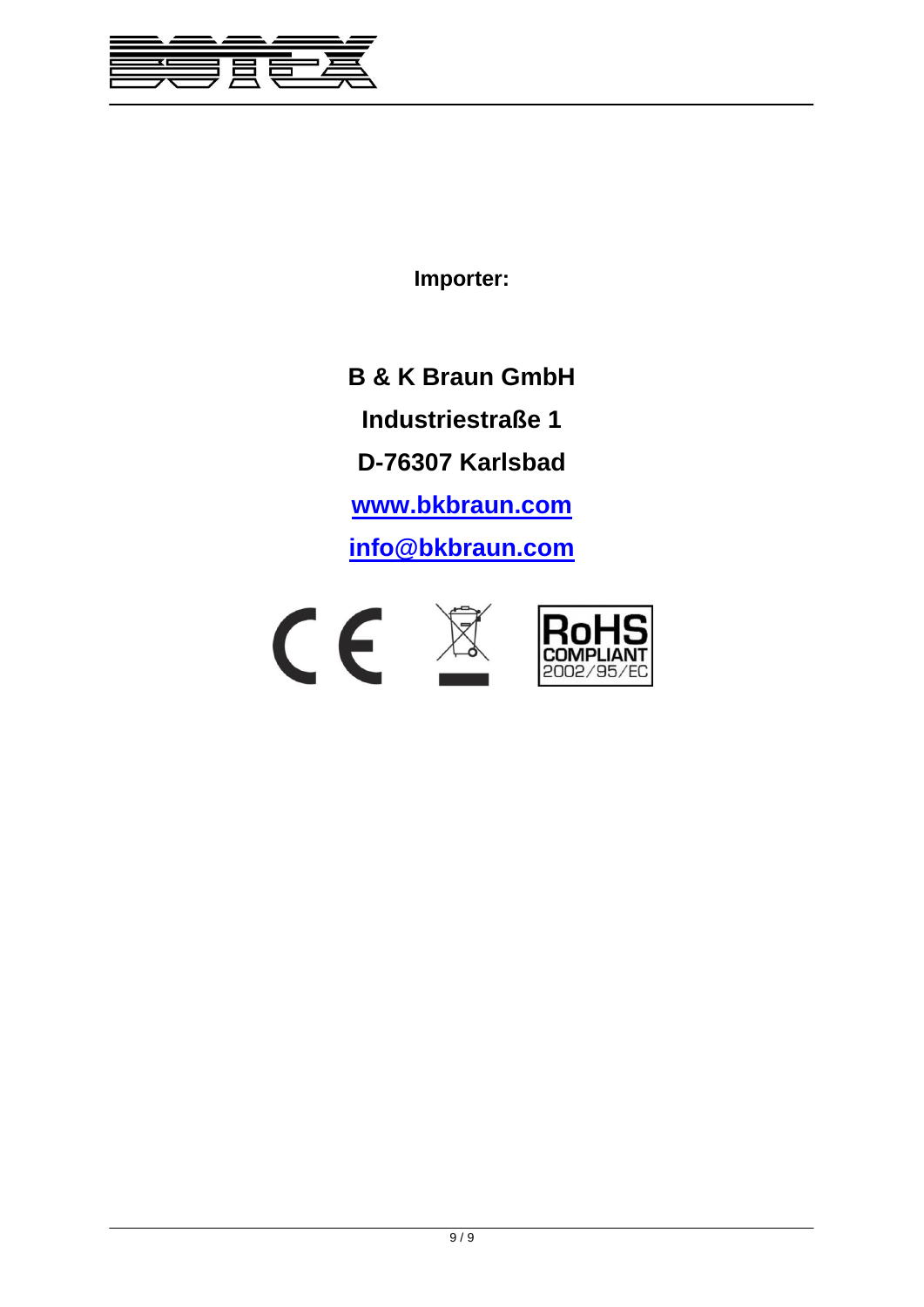**Importer:**

**B & K Braun GmbH**

**Industriestraße 1**

**D-76307 Karlsbad**

**www.bkbraun.com**

**info@bkbraun.com**

RoHS
COMPLIANT
2002/95/EC